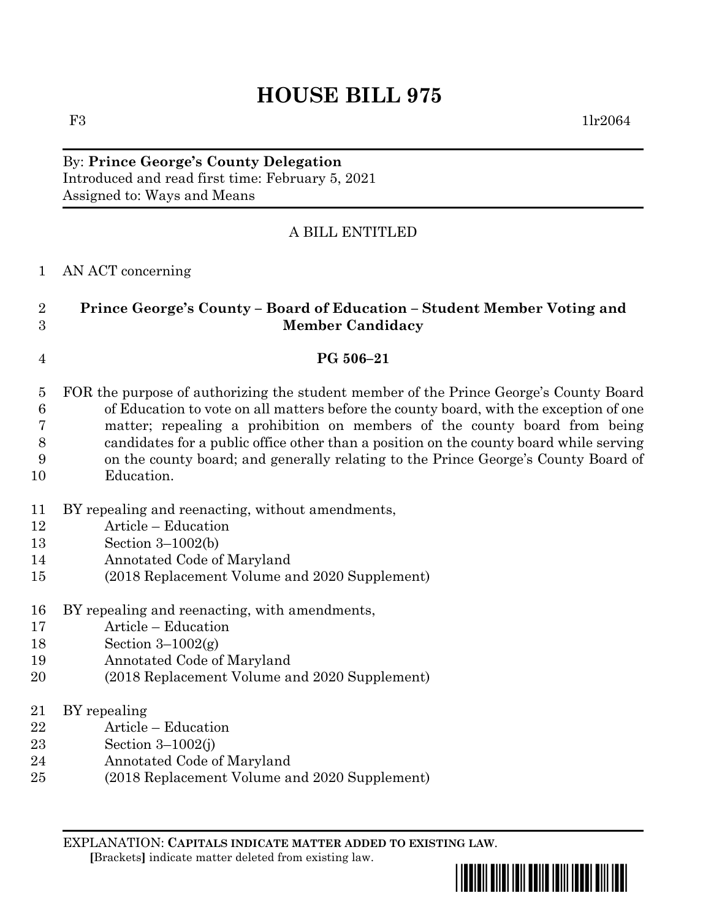# HOUSE BILL 975

F3 1lr2064

By: **Prince George's County Delegation**
Introduced and read first time: February 5, 2021
Assigned to: Ways and Means

A BILL ENTITLED

AN ACT concerning

**Prince George's County – Board of Education – Student Member Voting and Member Candidacy**

**PG 506–21**

FOR the purpose of authorizing the student member of the Prince George's County Board of Education to vote on all matters before the county board, with the exception of one matter; repealing a prohibition on members of the county board from being candidates for a public office other than a position on the county board while serving on the county board; and generally relating to the Prince George's County Board of Education.

BY repealing and reenacting, without amendments,
Article – Education
Section 3–1002(b)
Annotated Code of Maryland
(2018 Replacement Volume and 2020 Supplement)

BY repealing and reenacting, with amendments,
Article – Education
Section 3–1002(g)
Annotated Code of Maryland
(2018 Replacement Volume and 2020 Supplement)

BY repealing
Article – Education
Section 3–1002(j)
Annotated Code of Maryland
(2018 Replacement Volume and 2020 Supplement)

EXPLANATION: **CAPITALS INDICATE MATTER ADDED TO EXISTING LAW.**
**[**Brackets**]** indicate matter deleted from existing law.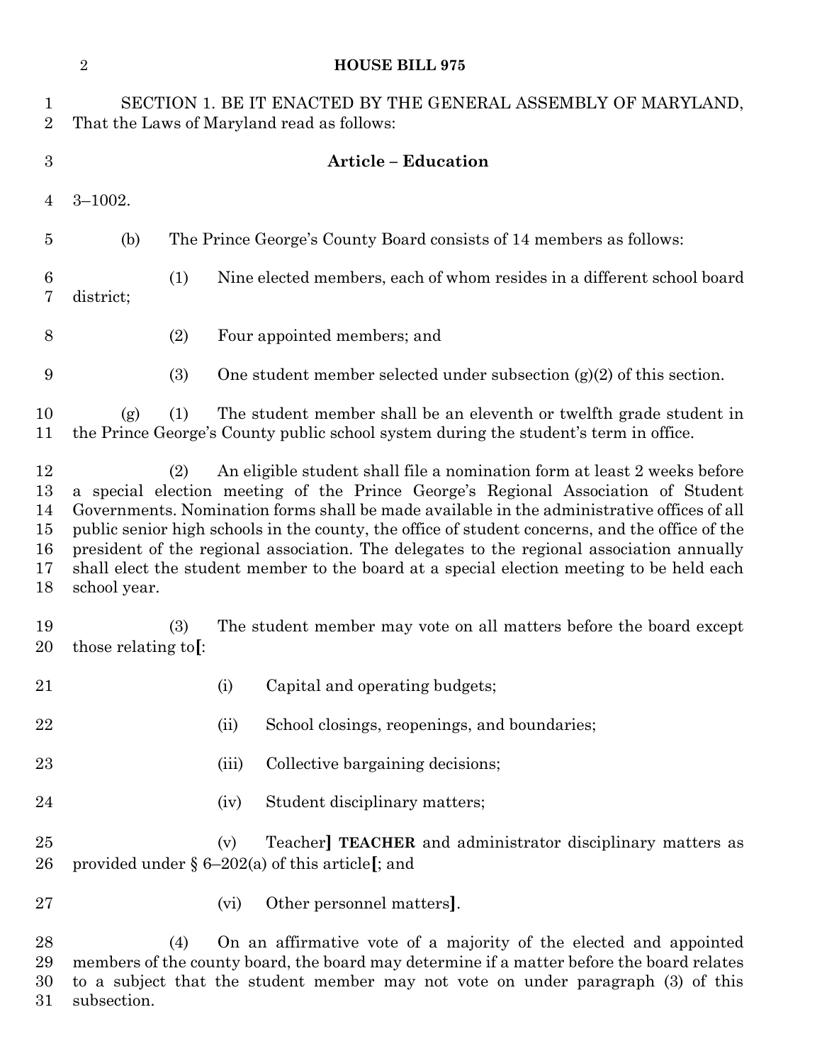SECTION 1. BE IT ENACTED BY THE GENERAL ASSEMBLY OF MARYLAND, That the Laws of Maryland read as follows:

**Article – Education**

3–1002.

(b) The Prince George's County Board consists of 14 members as follows:

(1) Nine elected members, each of whom resides in a different school board district;

(2) Four appointed members; and

(3) One student member selected under subsection (g)(2) of this section.

(g) (1) The student member shall be an eleventh or twelfth grade student in the Prince George's County public school system during the student's term in office.

(2) An eligible student shall file a nomination form at least 2 weeks before a special election meeting of the Prince George's Regional Association of Student Governments. Nomination forms shall be made available in the administrative offices of all public senior high schools in the county, the office of student concerns, and the office of the president of the regional association. The delegates to the regional association annually shall elect the student member to the board at a special election meeting to be held each school year.

(3) The student member may vote on all matters before the board except those relating to**[**:

(i) Capital and operating budgets;

(ii) School closings, reopenings, and boundaries;

(iii) Collective bargaining decisions;

(iv) Student disciplinary matters;

(v) Teacher**]** **TEACHER** and administrator disciplinary matters as provided under § 6–202(a) of this article**[**; and

(vi) Other personnel matters**]**.

(4) On an affirmative vote of a majority of the elected and appointed members of the county board, the board may determine if a matter before the board relates to a subject that the student member may not vote on under paragraph (3) of this subsection.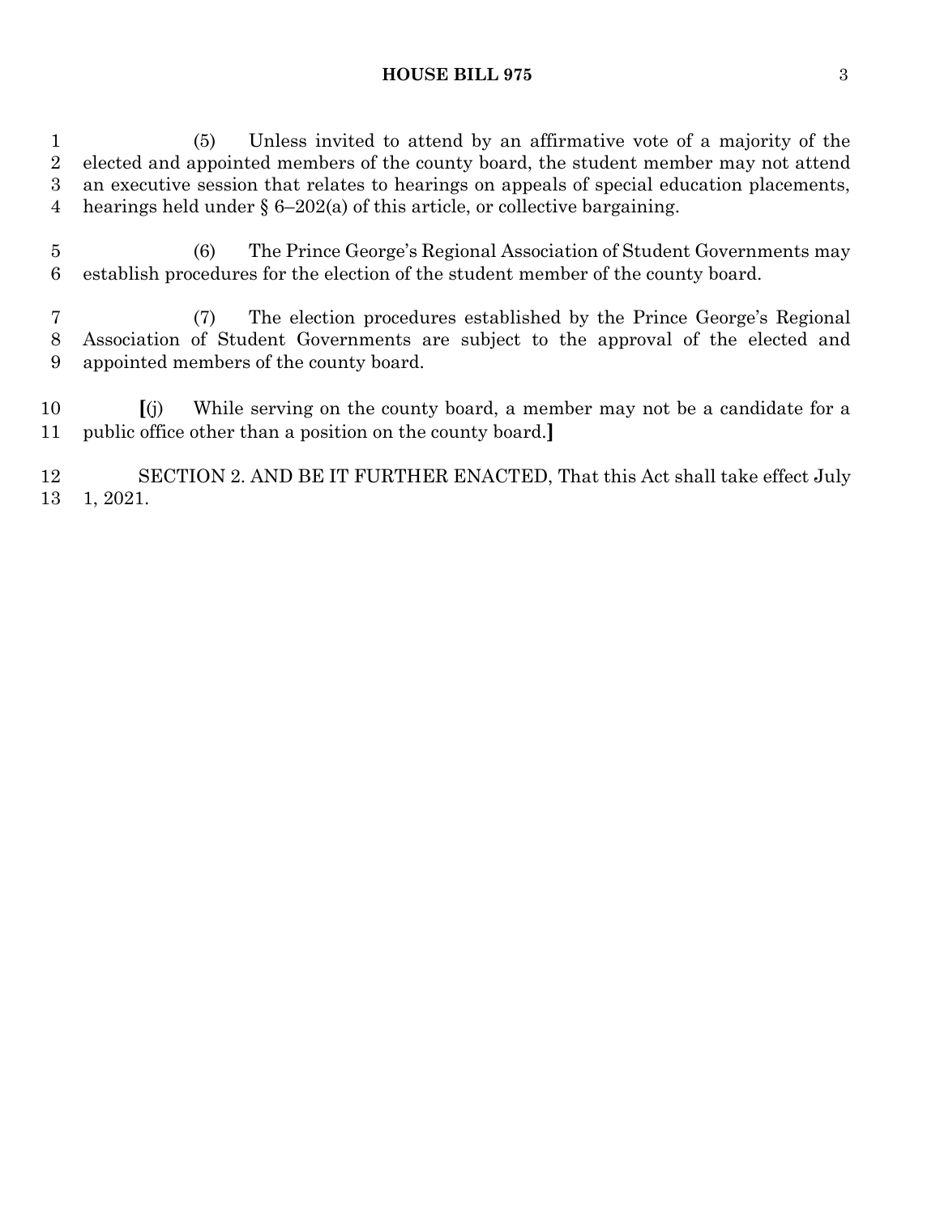(5) Unless invited to attend by an affirmative vote of a majority of the elected and appointed members of the county board, the student member may not attend an executive session that relates to hearings on appeals of special education placements, hearings held under § 6–202(a) of this article, or collective bargaining.

(6) The Prince George's Regional Association of Student Governments may establish procedures for the election of the student member of the county board.

(7) The election procedures established by the Prince George's Regional Association of Student Governments are subject to the approval of the elected and appointed members of the county board.

**[**(j) While serving on the county board, a member may not be a candidate for a public office other than a position on the county board.**]**

SECTION 2. AND BE IT FURTHER ENACTED, That this Act shall take effect July 1, 2021.